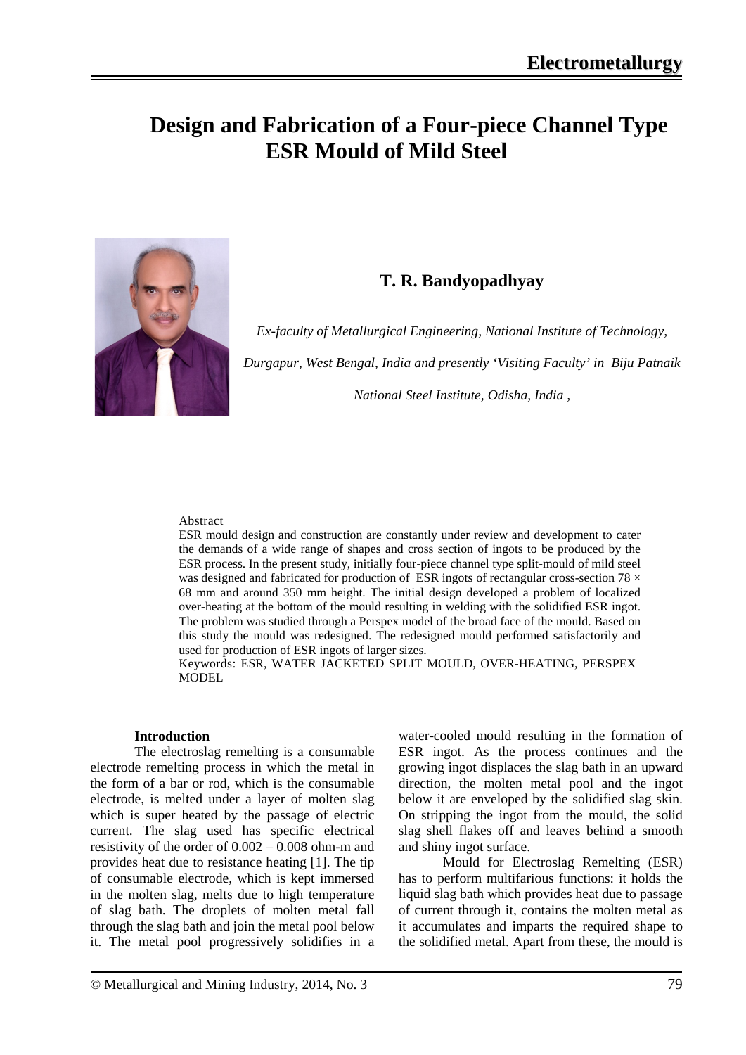# Design and Fabrication of a Four-piece Channel Type ESR Mould of Mild Steel

**T. R. Bandyopadhyay**

*Ex-faculty of Metallurgical Engineering, National Institute of Technology, Durgapur, West Bengal, India and presently 'Visiting Faculty' in Biju Patnaik National Steel Institute, Odisha, India ,*

Abstract

ESR mould design and construction are constantly under review and development to cater the demands of a wide range of shapes and cross section of ingots to be produced by the ESR process. In the present study, initially four-piece channel type split-mould of mild steel was designed and fabricated for production of ESR ingots of rectangular cross-section 78 × 68 mm and around 350 mm height. The initial design developed a problem of localized over-heating at the bottom of the mould resulting in welding with the solidified ESR ingot. The problem was studied through a Perspex model of the broad face of the mould. Based on this study the mould was redesigned. The redesigned mould performed satisfactorily and used for production of ESR ingots of larger sizes.

Keywords: ESR, WATER JACKETED SPLIT MOULD, OVER-HEATING, PERSPEX MODEL

## Introduction

The electroslag remelting is a consumable electrode remelting process in which the metal in the form of a bar or rod, which is the consumable electrode, is melted under a layer of molten slag which is super heated by the passage of electric current. The slag used has specific electrical resistivity of the order of 0.002 – 0.008 ohm-m and provides heat due to resistance heating [1]. The tip of consumable electrode, which is kept immersed in the molten slag, melts due to high temperature of slag bath. The droplets of molten metal fall through the slag bath and join the metal pool below it. The metal pool progressively solidifies in a water-cooled mould resulting in the formation of ESR ingot. As the process continues and the growing ingot displaces the slag bath in an upward direction, the molten metal pool and the ingot below it are enveloped by the solidified slag skin. On stripping the ingot from the mould, the solid slag shell flakes off and leaves behind a smooth and shiny ingot surface.

Mould for Electroslag Remelting (ESR) has to perform multifarious functions: it holds the liquid slag bath which provides heat due to passage of current through it, contains the molten metal as it accumulates and imparts the required shape to the solidified metal. Apart from these, the mould is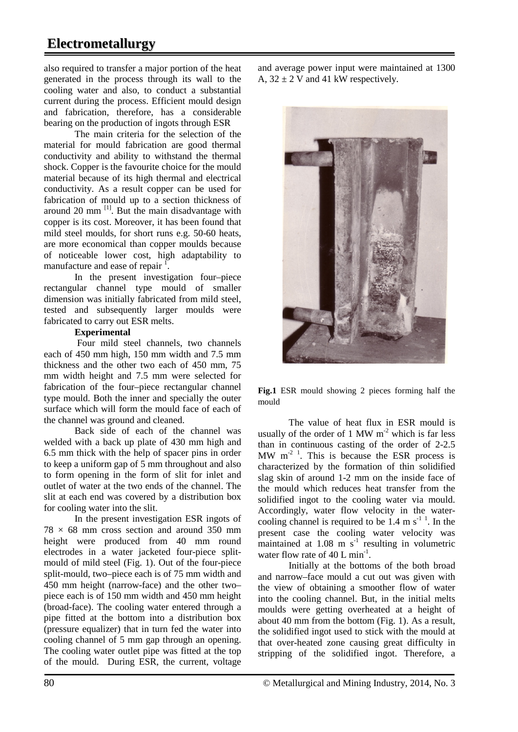also required to transfer a major portion of the heat generated in the process through its wall to the cooling water and also, to conduct a substantial current during the process. Efficient mould design and fabrication, therefore, has a considerable bearing on the production of ingots through ESR

The main criteria for the selection of the material for mould fabrication are good thermal conductivity and ability to withstand the thermal shock. Copper is the favourite choice for the mould material because of its high thermal and electrical conductivity. As a result copper can be used for fabrication of mould up to a section thickness of around 20 mm [1]. But the main disadvantage with copper is its cost. Moreover, it has been found that mild steel moulds, for short runs e.g. 50-60 heats, are more economical than copper moulds because of noticeable lower cost, high adaptability to manufacture and ease of repair [1].

In the present investigation four–piece rectangular channel type mould of smaller dimension was initially fabricated from mild steel, tested and subsequently larger moulds were fabricated to carry out ESR melts.

**Experimental**

Four mild steel channels, two channels each of 450 mm high, 150 mm width and 7.5 mm thickness and the other two each of 450 mm, 75 mm width height and 7.5 mm were selected for fabrication of the four–piece rectangular channel type mould. Both the inner and specially the outer surface which will form the mould face of each of the channel was ground and cleaned.

Back side of each of the channel was welded with a back up plate of 430 mm high and 6.5 mm thick with the help of spacer pins in order to keep a uniform gap of 5 mm throughout and also to form opening in the form of slit for inlet and outlet of water at the two ends of the channel. The slit at each end was covered by a distribution box for cooling water into the slit.

In the present investigation ESR ingots of 78 × 68 mm cross section and around 350 mm height were produced from 40 mm round electrodes in a water jacketed four-piece split-mould of mild steel (Fig. 1). Out of the four-piece split-mould, two–piece each is of 75 mm width and 450 mm height (narrow-face) and the other two–piece each is of 150 mm width and 450 mm height (broad-face). The cooling water entered through a pipe fitted at the bottom into a distribution box (pressure equalizer) that in turn fed the water into cooling channel of 5 mm gap through an opening. The cooling water outlet pipe was fitted at the top of the mould. During ESR, the current, voltage and average power input were maintained at 1300 A, 32 ± 2 V and 41 kW respectively.

**Fig.1** ESR mould showing 2 pieces forming half the mould

The value of heat flux in ESR mould is usually of the order of 1 MW $m^{-2}$ which is far less than in continuous casting of the order of 2-2.5 MW $m^{-2}$ [1]. This is because the ESR process is characterized by the formation of thin solidified slag skin of around 1-2 mm on the inside face of the mould which reduces heat transfer from the solidified ingot to the cooling water via mould. Accordingly, water flow velocity in the water-cooling channel is required to be 1.4 m $s^{-1}$ [1]. In the present case the cooling water velocity was maintained at 1.08 m $s^{-1}$ resulting in volumetric water flow rate of 40 L $min^{-1}$.

Initially at the bottoms of the both broad and narrow–face mould a cut out was given with the view of obtaining a smoother flow of water into the cooling channel. But, in the initial melts moulds were getting overheated at a height of about 40 mm from the bottom (Fig. 1). As a result, the solidified ingot used to stick with the mould at that over-heated zone causing great difficulty in stripping of the solidified ingot. Therefore, a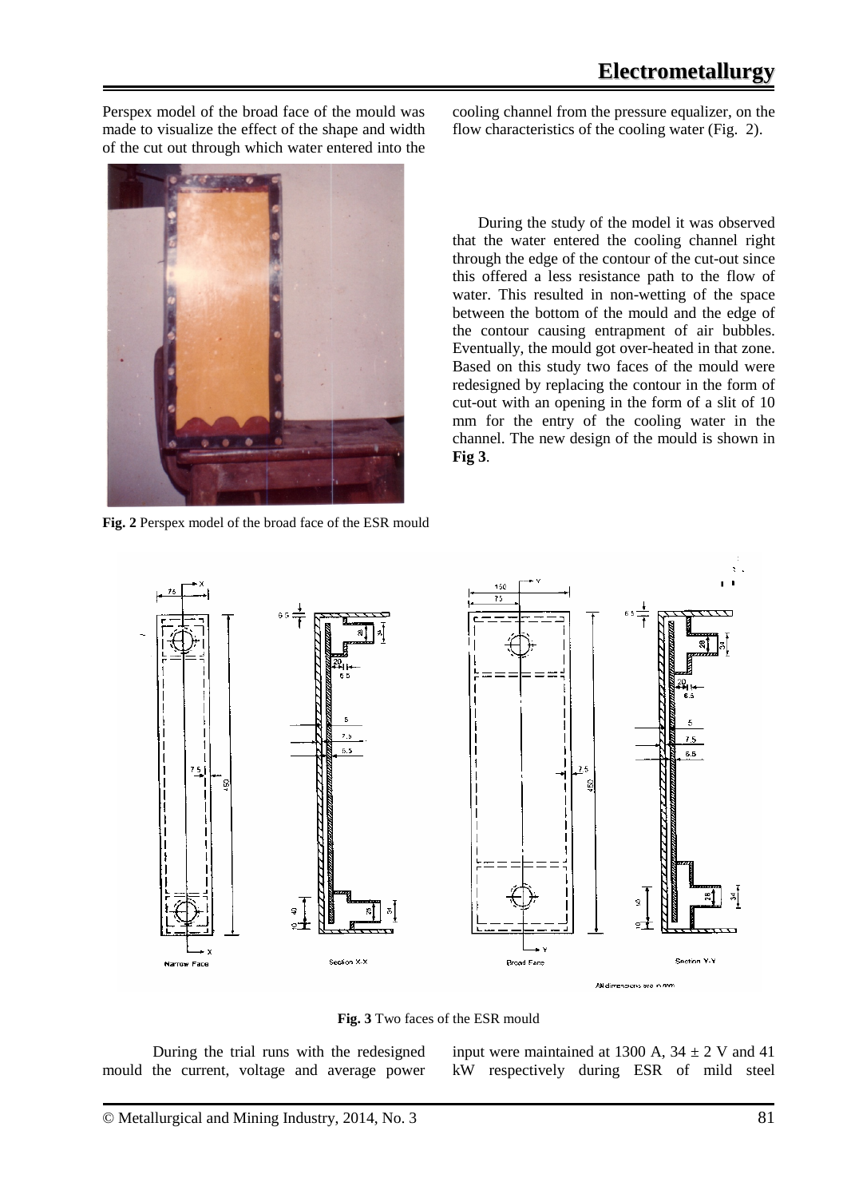Perspex model of the broad face of the mould was made to visualize the effect of the shape and width of the cut out through which water entered into the cooling channel from the pressure equalizer, on the flow characteristics of the cooling water (Fig. 2).

**Fig. 2** Perspex model of the broad face of the ESR mould

During the study of the model it was observed that the water entered the cooling channel right through the edge of the contour of the cut-out since this offered a less resistance path to the flow of water. This resulted in non-wetting of the space between the bottom of the mould and the edge of the contour causing entrapment of air bubbles. Eventually, the mould got over-heated in that zone. Based on this study two faces of the mould were redesigned by replacing the contour in the form of cut-out with an opening in the form of a slit of 10 mm for the entry of the cooling water in the channel. The new design of the mould is shown in **Fig 3**.

**Fig. 3** Two faces of the ESR mould

During the trial runs with the redesigned mould the current, voltage and average power input were maintained at 1300 A, $34 \pm 2$ V and 41 kW respectively during ESR of mild steel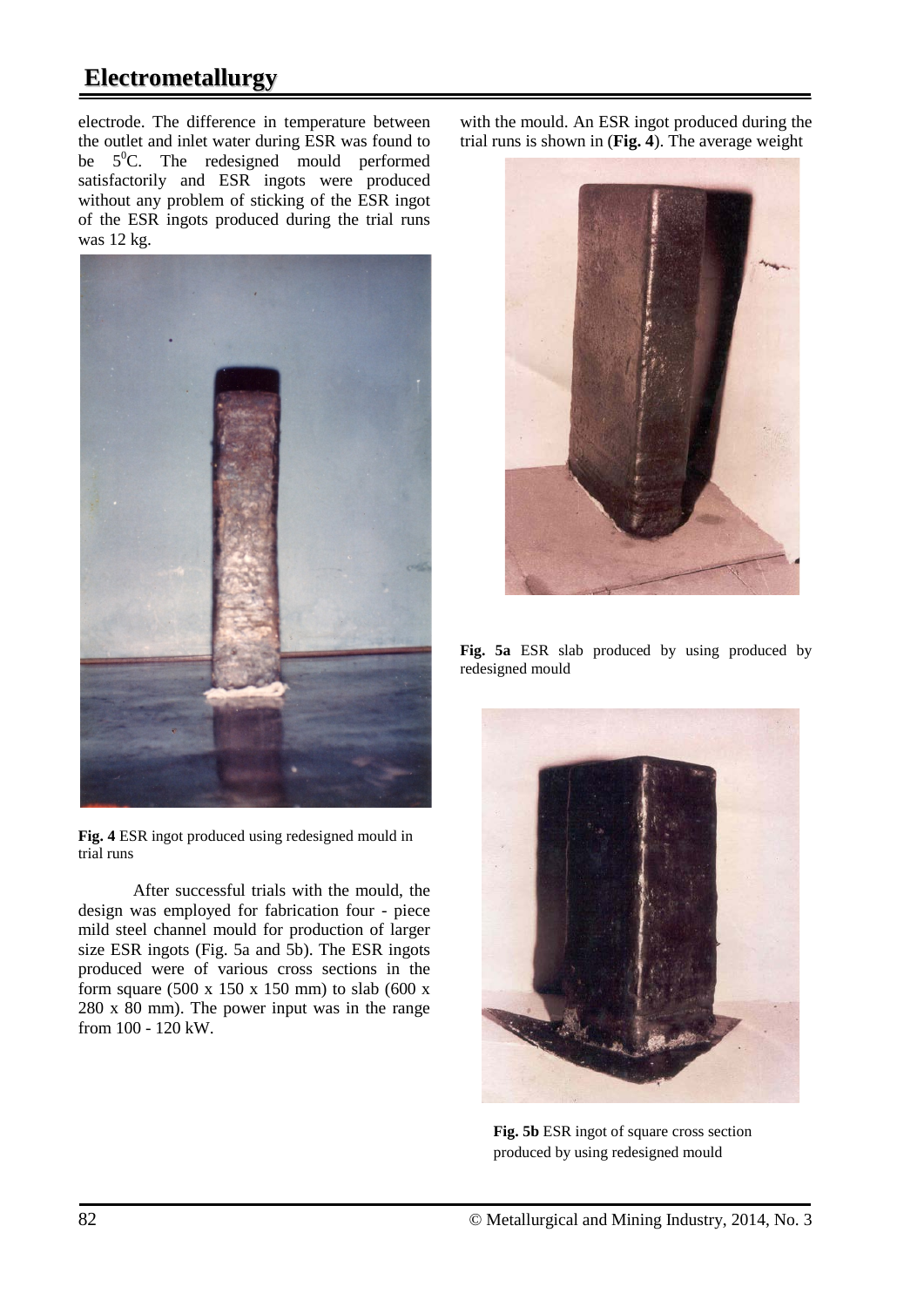electrode. The difference in temperature between the outlet and inlet water during ESR was found to be $5^0$C. The redesigned mould performed satisfactorily and ESR ingots were produced without any problem of sticking of the ESR ingot of the ESR ingots produced during the trial runs was 12 kg.

**Fig. 4** ESR ingot produced using redesigned mould in trial runs

After successful trials with the mould, the design was employed for fabrication four - piece mild steel channel mould for production of larger size ESR ingots (Fig. 5a and 5b). The ESR ingots produced were of various cross sections in the form square (500 x 150 x 150 mm) to slab (600 x 280 x 80 mm). The power input was in the range from 100 - 120 kW.

with the mould. An ESR ingot produced during the trial runs is shown in (**Fig. 4**). The average weight

**Fig. 5a** ESR slab produced by using produced by redesigned mould

**Fig. 5b** ESR ingot of square cross section produced by using redesigned mould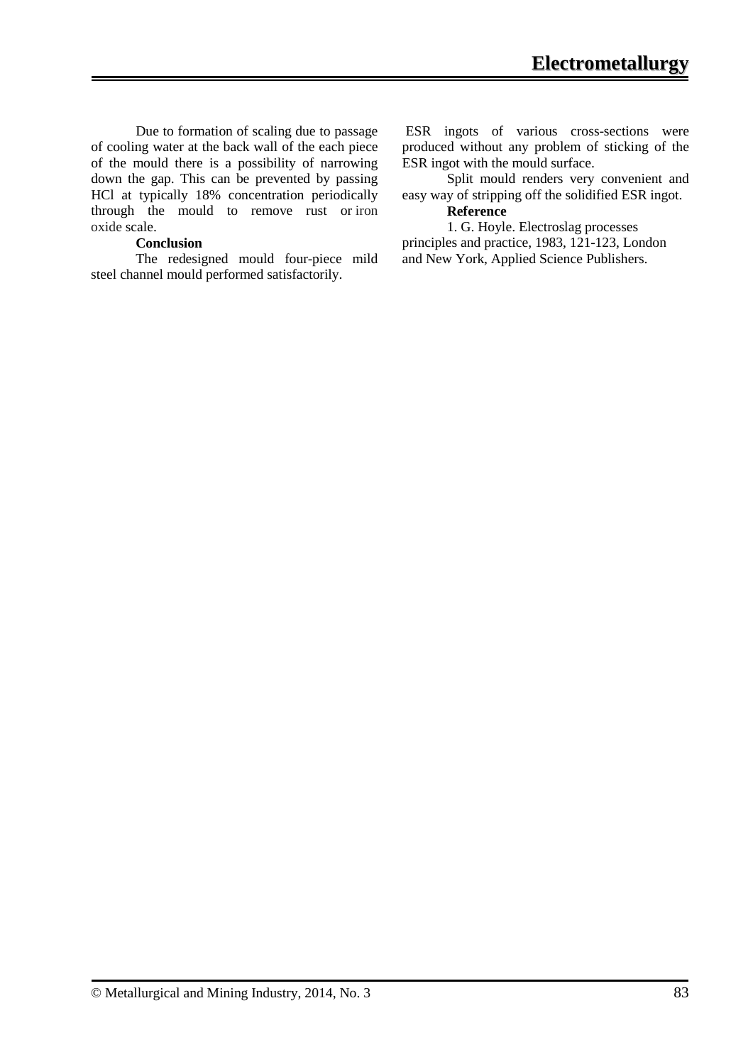Due to formation of scaling due to passage of cooling water at the back wall of the each piece of the mould there is a possibility of narrowing down the gap. This can be prevented by passing HCl at typically 18% concentration periodically through the mould to remove rust or iron oxide scale.

## Conclusion

The redesigned mould four-piece mild steel channel mould performed satisfactorily.

ESR ingots of various cross-sections were produced without any problem of sticking of the ESR ingot with the mould surface.

Split mould renders very convenient and easy way of stripping off the solidified ESR ingot.

## Reference

1. G. Hoyle. Electroslag processes principles and practice, 1983, 121-123, London and New York, Applied Science Publishers.